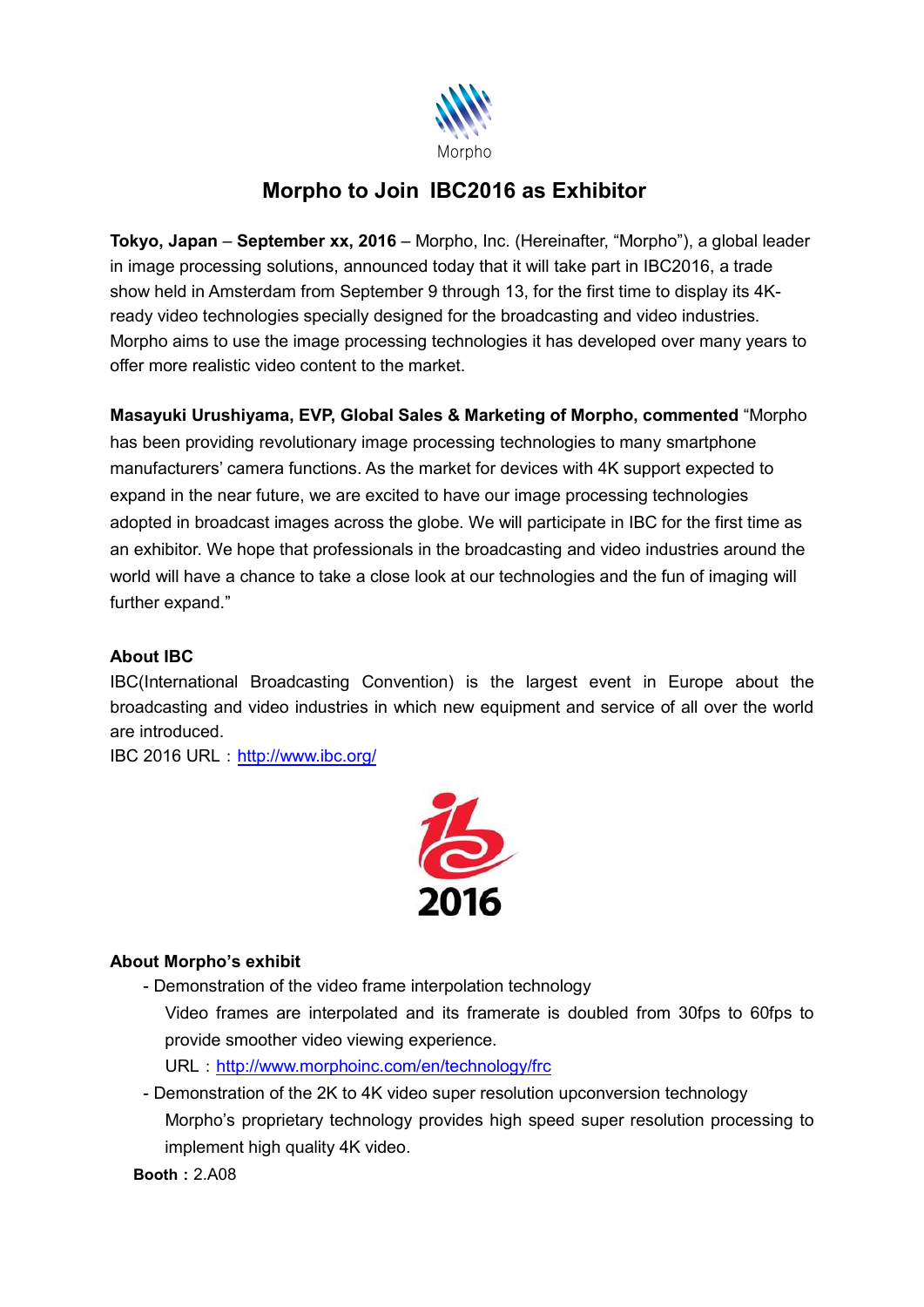Morpho

# Morpho to Join IBC2016 as Exhibitor

**Tokyo, Japan** – **September xx, 2016** – Morpho, Inc. (Hereinafter, "Morpho"), a global leader in image processing solutions, announced today that it will take part in IBC2016, a trade show held in Amsterdam from September 9 through 13, for the first time to display its 4K-ready video technologies specially designed for the broadcasting and video industries. Morpho aims to use the image processing technologies it has developed over many years to offer more realistic video content to the market.

**Masayuki Urushiyama, EVP, Global Sales & Marketing of Morpho, commented** "Morpho has been providing revolutionary image processing technologies to many smartphone manufacturers' camera functions. As the market for devices with 4K support expected to expand in the near future, we are excited to have our image processing technologies adopted in broadcast images across the globe. We will participate in IBC for the first time as an exhibitor. We hope that professionals in the broadcasting and video industries around the world will have a chance to take a close look at our technologies and the fun of imaging will further expand."

**About IBC**

IBC(International Broadcasting Convention) is the largest event in Europe about the broadcasting and video industries in which new equipment and service of all over the world are introduced.

IBC 2016 URL：http://www.ibc.org/

**About Morpho's exhibit**

- Demonstration of the video frame interpolation technology

  Video frames are interpolated and its framerate is doubled from 30fps to 60fps to provide smoother video viewing experience.

  URL：http://www.morphoinc.com/en/technology/frc

- Demonstration of the 2K to 4K video super resolution upconversion technology

  Morpho's proprietary technology provides high speed super resolution processing to implement high quality 4K video.

**Booth：** 2.A08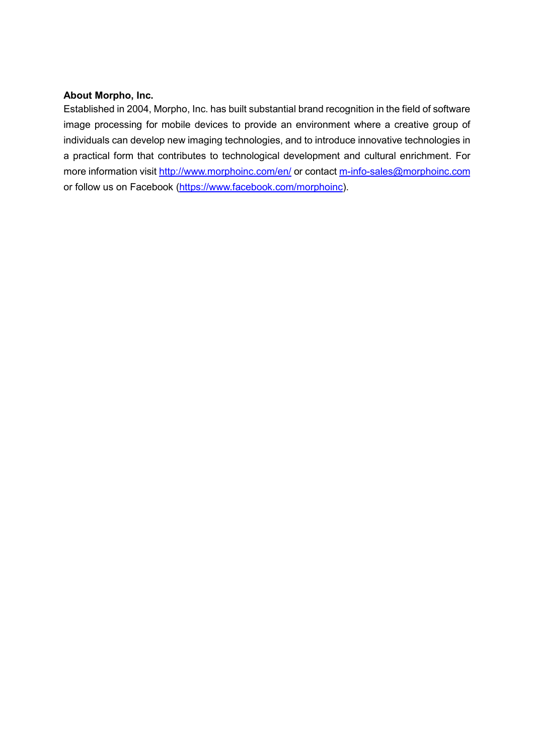**About Morpho, Inc.**

Established in 2004, Morpho, Inc. has built substantial brand recognition in the field of software image processing for mobile devices to provide an environment where a creative group of individuals can develop new imaging technologies, and to introduce innovative technologies in a practical form that contributes to technological development and cultural enrichment. For more information visit http://www.morphoinc.com/en/ or contact m-info-sales@morphoinc.com or follow us on Facebook (https://www.facebook.com/morphoinc).